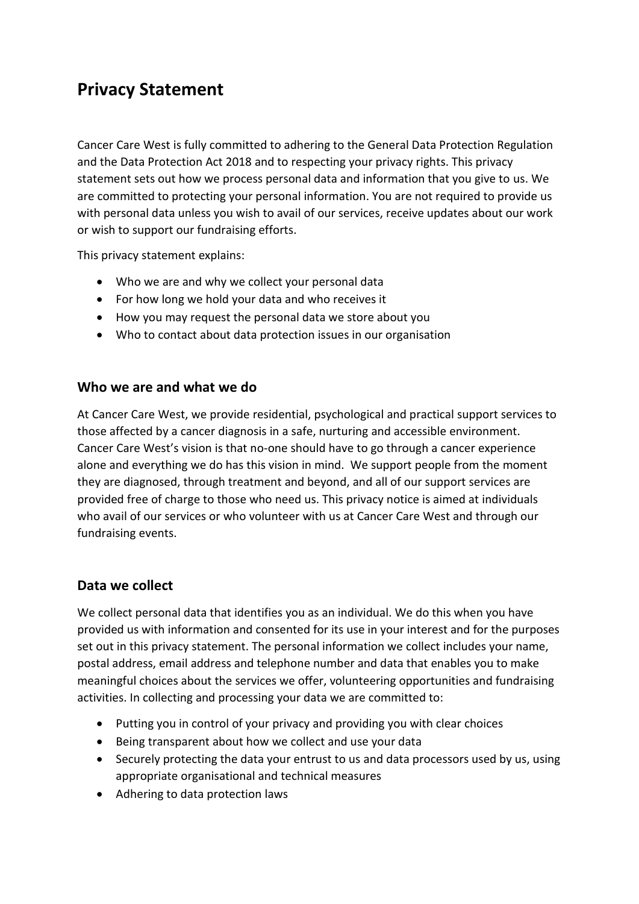# Privacy Statement

Cancer Care West is fully committed to adhering to the General Data Protection Regulation and the Data Protection Act 2018 and to respecting your privacy rights. This privacy statement sets out how we process personal data and information that you give to us. We are committed to protecting your personal information. You are not required to provide us with personal data unless you wish to avail of our services, receive updates about our work or wish to support our fundraising efforts.

This privacy statement explains:

- Who we are and why we collect your personal data
- For how long we hold your data and who receives it
- How you may request the personal data we store about you
- Who to contact about data protection issues in our organisation

## Who we are and what we do

At Cancer Care West, we provide residential, psychological and practical support services to those affected by a cancer diagnosis in a safe, nurturing and accessible environment. Cancer Care West's vision is that no-one should have to go through a cancer experience alone and everything we do has this vision in mind. We support people from the moment they are diagnosed, through treatment and beyond, and all of our support services are provided free of charge to those who need us. This privacy notice is aimed at individuals who avail of our services or who volunteer with us at Cancer Care West and through our fundraising events.

## Data we collect

We collect personal data that identifies you as an individual. We do this when you have provided us with information and consented for its use in your interest and for the purposes set out in this privacy statement. The personal information we collect includes your name, postal address, email address and telephone number and data that enables you to make meaningful choices about the services we offer, volunteering opportunities and fundraising activities. In collecting and processing your data we are committed to:

- Putting you in control of your privacy and providing you with clear choices
- Being transparent about how we collect and use your data
- Securely protecting the data your entrust to us and data processors used by us, using appropriate organisational and technical measures
- Adhering to data protection laws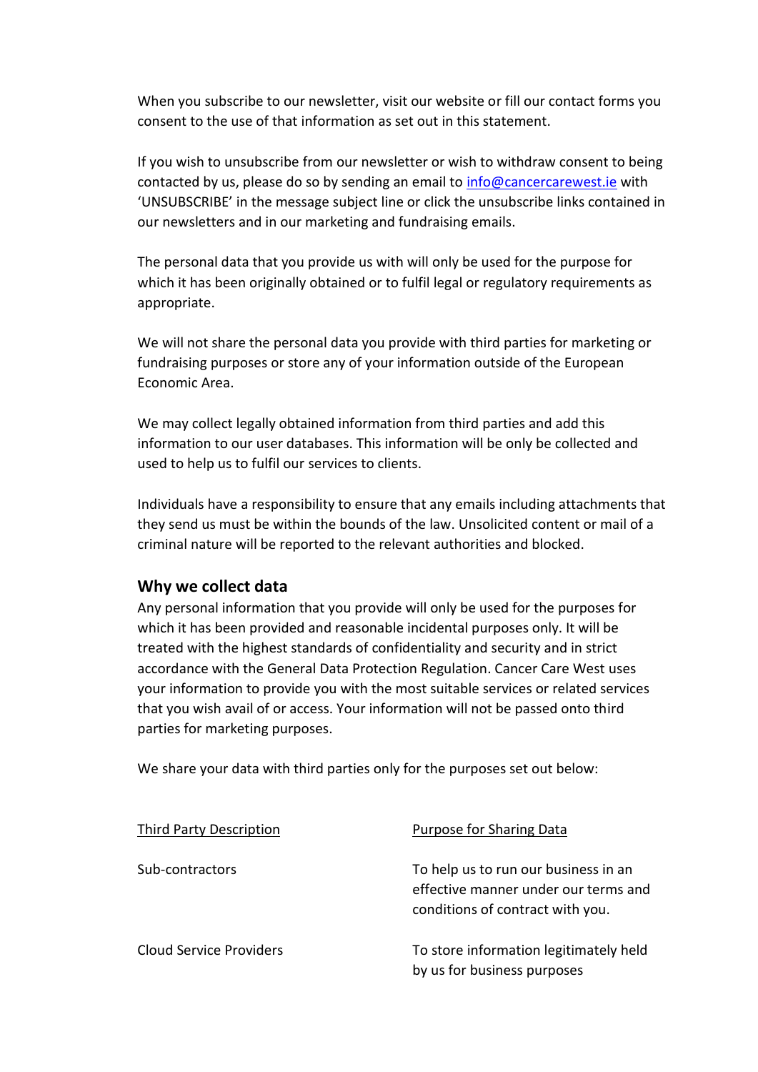When you subscribe to our newsletter, visit our website or fill our contact forms you consent to the use of that information as set out in this statement.

If you wish to unsubscribe from our newsletter or wish to withdraw consent to being contacted by us, please do so by sending an email to [info@cancercarewest.ie](mailto:info@cancercarewest.ie) with 'UNSUBSCRIBE' in the message subject line or click the unsubscribe links contained in our newsletters and in our marketing and fundraising emails.

The personal data that you provide us with will only be used for the purpose for which it has been originally obtained or to fulfil legal or regulatory requirements as appropriate.

We will not share the personal data you provide with third parties for marketing or fundraising purposes or store any of your information outside of the European Economic Area.

We may collect legally obtained information from third parties and add this information to our user databases. This information will be only be collected and used to help us to fulfil our services to clients.

Individuals have a responsibility to ensure that any emails including attachments that they send us must be within the bounds of the law. Unsolicited content or mail of a criminal nature will be reported to the relevant authorities and blocked.

## Why we collect data

Any personal information that you provide will only be used for the purposes for which it has been provided and reasonable incidental purposes only. It will be treated with the highest standards of confidentiality and security and in strict accordance with the General Data Protection Regulation. Cancer Care West uses your information to provide you with the most suitable services or related services that you wish avail of or access. Your information will not be passed onto third parties for marketing purposes.

We share your data with third parties only for the purposes set out below:

| Third Party Description | Purpose for Sharing Data |
| --- | --- |
| Sub-contractors | To help us to run our business in an effective manner under our terms and conditions of contract with you. |
| Cloud Service Providers | To store information legitimately held by us for business purposes |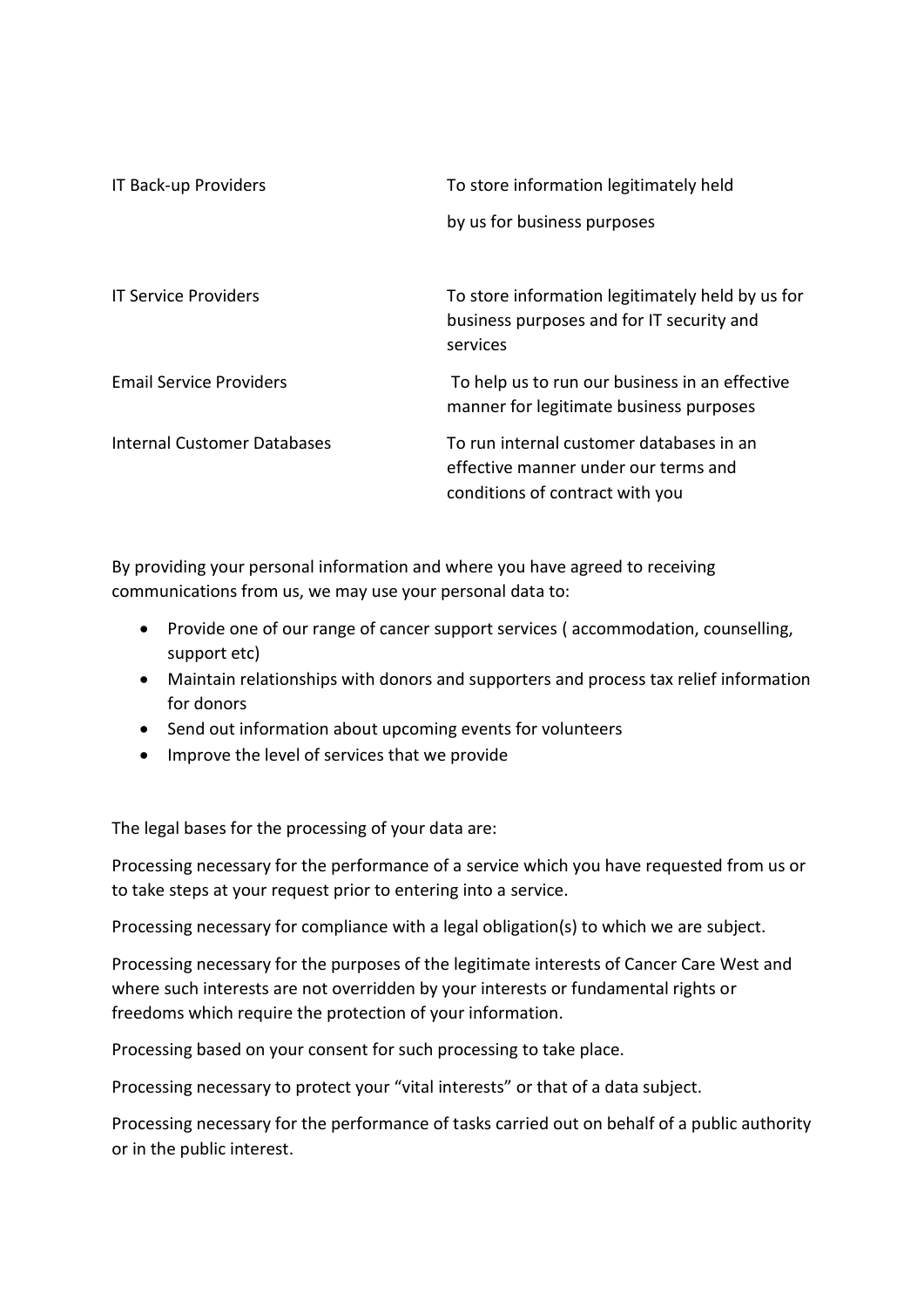| | |
|---|---|
| IT Back-up Providers | To store information legitimately held by us for business purposes |
| IT Service Providers | To store information legitimately held by us for business purposes and for IT security and services |
| Email Service Providers | To help us to run our business in an effective manner for legitimate business purposes |
| Internal Customer Databases | To run internal customer databases in an effective manner under our terms and conditions of contract with you |

By providing your personal information and where you have agreed to receiving communications from us, we may use your personal data to:

- Provide one of our range of cancer support services ( accommodation, counselling, support etc)
- Maintain relationships with donors and supporters and process tax relief information for donors
- Send out information about upcoming events for volunteers
- Improve the level of services that we provide

The legal bases for the processing of your data are:

Processing necessary for the performance of a service which you have requested from us or to take steps at your request prior to entering into a service.

Processing necessary for compliance with a legal obligation(s) to which we are subject.

Processing necessary for the purposes of the legitimate interests of Cancer Care West and where such interests are not overridden by your interests or fundamental rights or freedoms which require the protection of your information.

Processing based on your consent for such processing to take place.

Processing necessary to protect your "vital interests" or that of a data subject.

Processing necessary for the performance of tasks carried out on behalf of a public authority or in the public interest.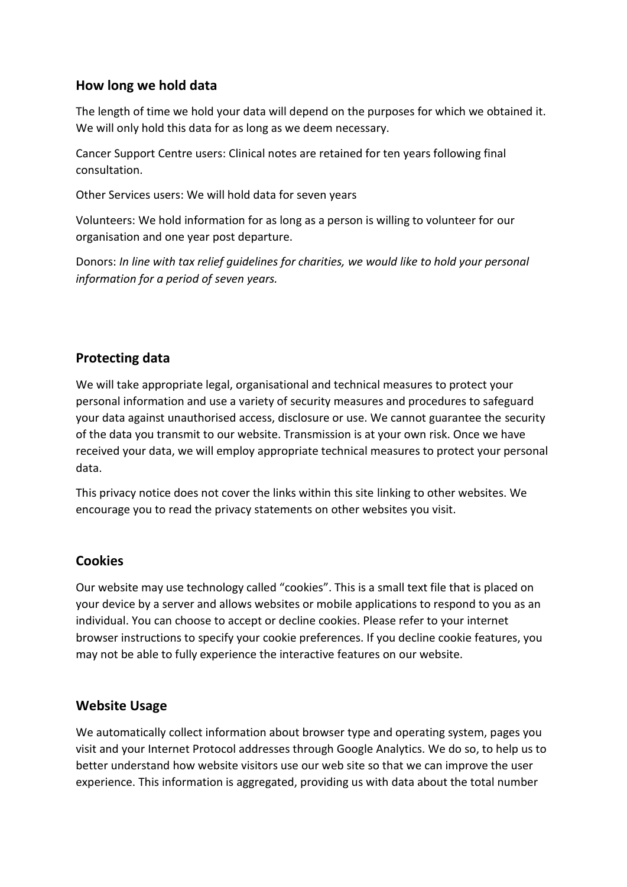## How long we hold data

The length of time we hold your data will depend on the purposes for which we obtained it. We will only hold this data for as long as we deem necessary.

Cancer Support Centre users: Clinical notes are retained for ten years following final consultation.

Other Services users: We will hold data for seven years

Volunteers: We hold information for as long as a person is willing to volunteer for our organisation and one year post departure.

Donors: *In line with tax relief guidelines for charities, we would like to hold your personal information for a period of seven years.*

## Protecting data

We will take appropriate legal, organisational and technical measures to protect your personal information and use a variety of security measures and procedures to safeguard your data against unauthorised access, disclosure or use. We cannot guarantee the security of the data you transmit to our website. Transmission is at your own risk. Once we have received your data, we will employ appropriate technical measures to protect your personal data.

This privacy notice does not cover the links within this site linking to other websites. We encourage you to read the privacy statements on other websites you visit.

## Cookies

Our website may use technology called "cookies". This is a small text file that is placed on your device by a server and allows websites or mobile applications to respond to you as an individual. You can choose to accept or decline cookies. Please refer to your internet browser instructions to specify your cookie preferences. If you decline cookie features, you may not be able to fully experience the interactive features on our website.

## Website Usage

We automatically collect information about browser type and operating system, pages you visit and your Internet Protocol addresses through Google Analytics. We do so, to help us to better understand how website visitors use our web site so that we can improve the user experience. This information is aggregated, providing us with data about the total number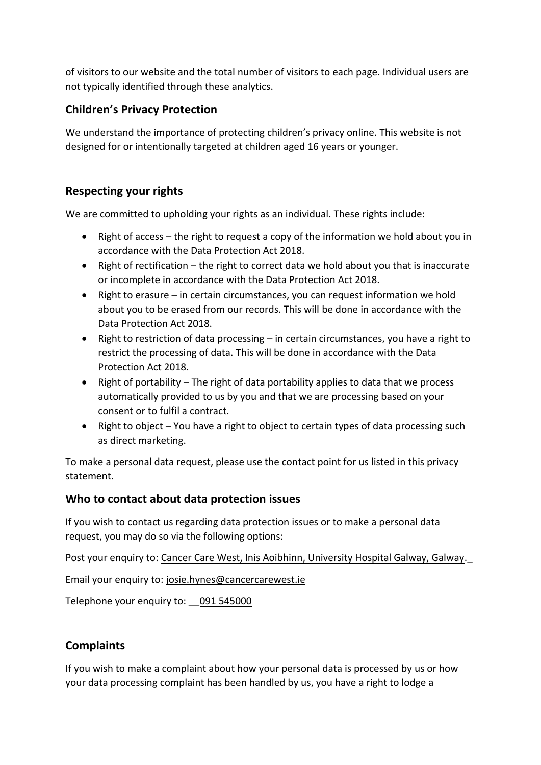of visitors to our website and the total number of visitors to each page. Individual users are not typically identified through these analytics.

## Children's Privacy Protection

We understand the importance of protecting children's privacy online. This website is not designed for or intentionally targeted at children aged 16 years or younger.

## Respecting your rights

We are committed to upholding your rights as an individual. These rights include:

- Right of access – the right to request a copy of the information we hold about you in accordance with the Data Protection Act 2018.
- Right of rectification – the right to correct data we hold about you that is inaccurate or incomplete in accordance with the Data Protection Act 2018.
- Right to erasure – in certain circumstances, you can request information we hold about you to be erased from our records. This will be done in accordance with the Data Protection Act 2018.
- Right to restriction of data processing – in certain circumstances, you have a right to restrict the processing of data. This will be done in accordance with the Data Protection Act 2018.
- Right of portability – The right of data portability applies to data that we process automatically provided to us by you and that we are processing based on your consent or to fulfil a contract.
- Right to object – You have a right to object to certain types of data processing such as direct marketing.

To make a personal data request, please use the contact point for us listed in this privacy statement.

## Who to contact about data protection issues

If you wish to contact us regarding data protection issues or to make a personal data request, you may do so via the following options:

Post your enquiry to: Cancer Care West, Inis Aoibhinn, University Hospital Galway, Galway._

Email your enquiry to: josie.hynes@cancercarewest.ie

Telephone your enquiry to: __091 545000

## Complaints

If you wish to make a complaint about how your personal data is processed by us or how your data processing complaint has been handled by us, you have a right to lodge a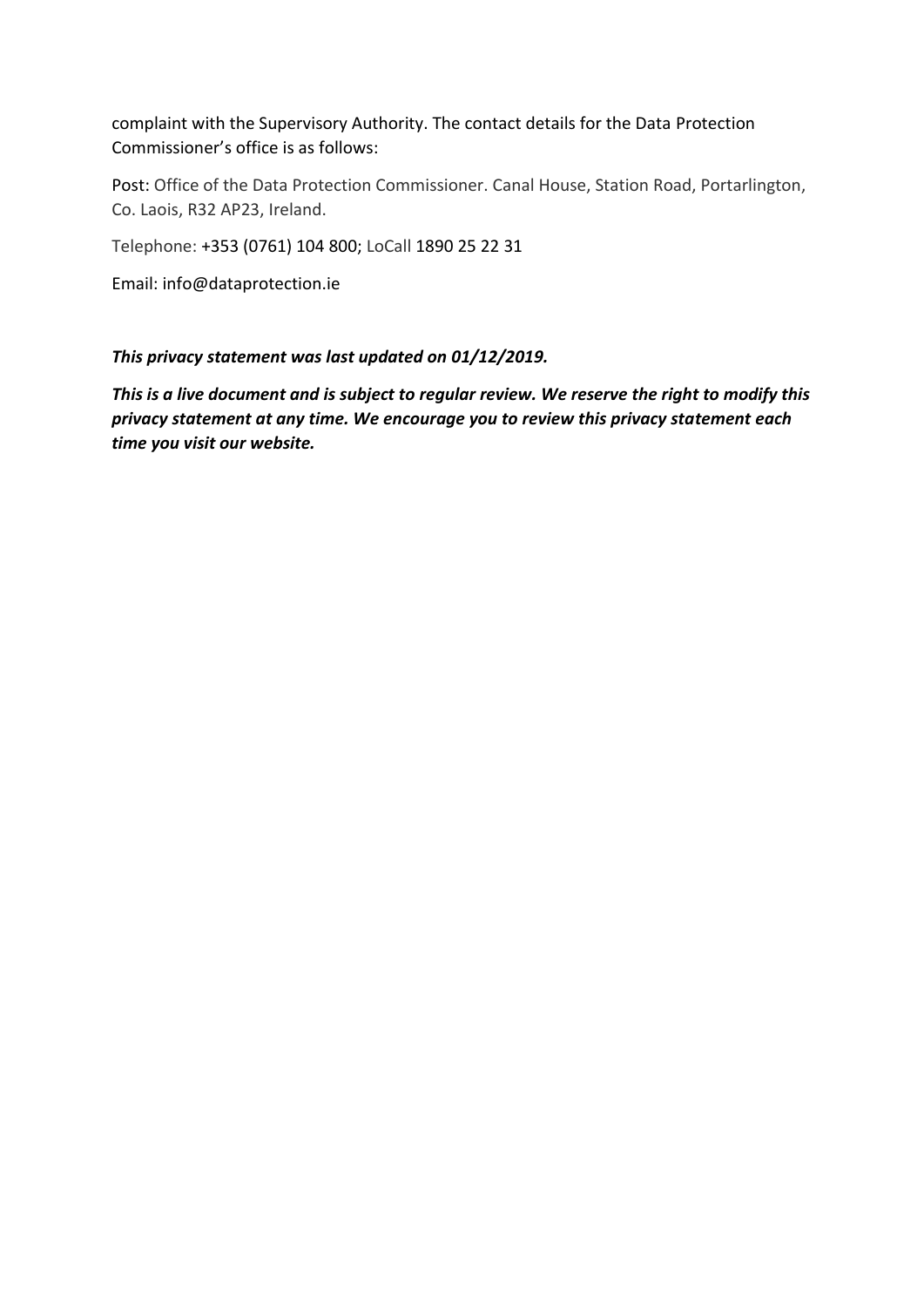complaint with the Supervisory Authority. The contact details for the Data Protection Commissioner's office is as follows:

Post: Office of the Data Protection Commissioner. Canal House, Station Road, Portarlington, Co. Laois, R32 AP23, Ireland.

Telephone: +353 (0761) 104 800; LoCall 1890 25 22 31

Email: info@dataprotection.ie

***This privacy statement was last updated on 01/12/2019.***

***This is a live document and is subject to regular review. We reserve the right to modify this privacy statement at any time. We encourage you to review this privacy statement each time you visit our website.***